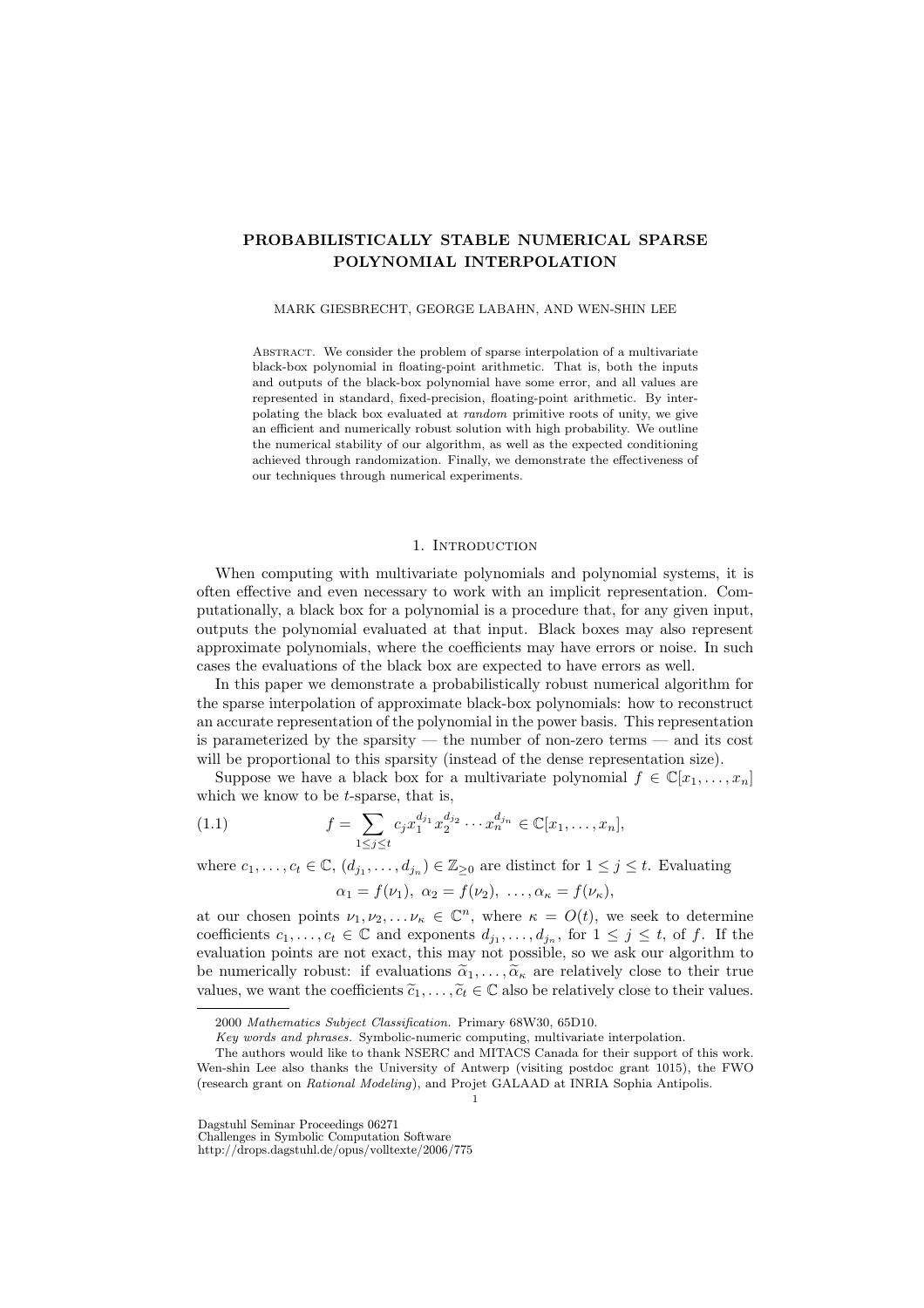# PROBABILISTICALLY STABLE NUMERICAL SPARSE POLYNOMIAL INTERPOLATION

MARK GIESBRECHT, GEORGE LABAHN, AND WEN-SHIN LEE

Abstract. We consider the problem of sparse interpolation of a multivariate black-box polynomial in floating-point arithmetic. That is, both the inputs and outputs of the black-box polynomial have some error, and all values are represented in standard, fixed-precision, floating-point arithmetic. By interpolating the black box evaluated at *random* primitive roots of unity, we give an efficient and numerically robust solution with high probability. We outline the numerical stability of our algorithm, as well as the expected conditioning achieved through randomization. Finally, we demonstrate the effectiveness of our techniques through numerical experiments.

## 1. Introduction

When computing with multivariate polynomials and polynomial systems, it is often effective and even necessary to work with an implicit representation. Computationally, a black box for a polynomial is a procedure that, for any given input, outputs the polynomial evaluated at that input. Black boxes may also represent approximate polynomials, where the coefficients may have errors or noise. In such cases the evaluations of the black box are expected to have errors as well.

In this paper we demonstrate a probabilistically robust numerical algorithm for the sparse interpolation of approximate black-box polynomials: how to reconstruct an accurate representation of the polynomial in the power basis. This representation is parameterized by the sparsity — the number of non-zero terms — and its cost will be proportional to this sparsity (instead of the dense representation size).

Suppose we have a black box for a multivariate polynomial $f \in \mathbb{C}[x_1, \ldots, x_n]$ which we know to be $t$-sparse, that is,

$$f = \sum_{1 \le j \le t} c_j x_1^{d_{j_1}} x_2^{d_{j_2}} \cdots x_n^{d_{j_n}} \in \mathbb{C}[x_1, \ldots, x_n], \tag{1.1}$$

where $c_1, \ldots, c_t \in \mathbb{C}$, $(d_{j_1}, \ldots, d_{j_n}) \in \mathbb{Z}_{\ge 0}$ are distinct for $1 \le j \le t$. Evaluating

$$\alpha_1 = f(\nu_1),\ \alpha_2 = f(\nu_2),\ \ldots, \alpha_\kappa = f(\nu_\kappa),$$

at our chosen points $\nu_1, \nu_2, \ldots \nu_\kappa \in \mathbb{C}^n$, where $\kappa = O(t)$, we seek to determine coefficients $c_1, \ldots, c_t \in \mathbb{C}$ and exponents $d_{j_1}, \ldots, d_{j_n}$, for $1 \le j \le t$, of $f$. If the evaluation points are not exact, this may not possible, so we ask our algorithm to be numerically robust: if evaluations $\widetilde{\alpha}_1, \ldots, \widetilde{\alpha}_\kappa$ are relatively close to their true values, we want the coefficients $\widetilde{c}_1, \ldots, \widetilde{c}_t \in \mathbb{C}$ also be relatively close to their values.

---

2000 *Mathematics Subject Classification.* Primary 68W30, 65D10.

*Key words and phrases.* Symbolic-numeric computing, multivariate interpolation.

The authors would like to thank NSERC and MITACS Canada for their support of this work. Wen-shin Lee also thanks the University of Antwerp (visiting postdoc grant 1015), the FWO (research grant on *Rational Modeling*), and Projet GALAAD at INRIA Sophia Antipolis.

Dagstuhl Seminar Proceedings 06271
Challenges in Symbolic Computation Software
http://drops.dagstuhl.de/opus/volltexte/2006/775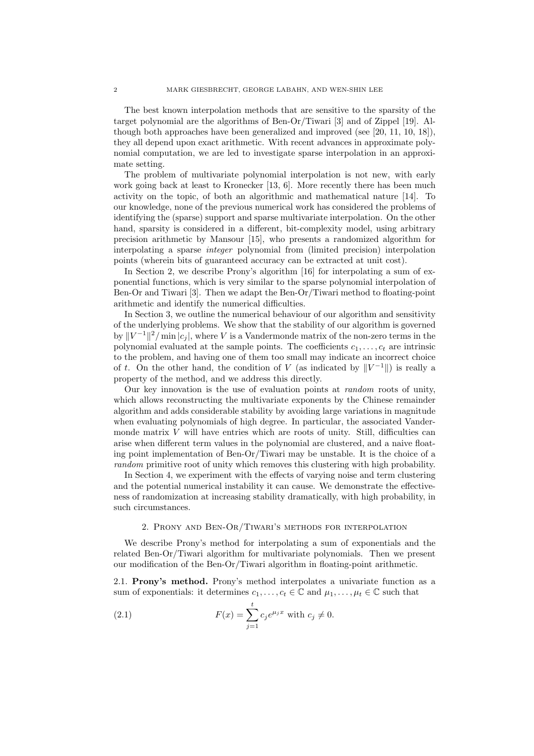The best known interpolation methods that are sensitive to the sparsity of the target polynomial are the algorithms of Ben-Or/Tiwari [3] and of Zippel [19]. Although both approaches have been generalized and improved (see [20, 11, 10, 18]), they all depend upon exact arithmetic. With recent advances in approximate polynomial computation, we are led to investigate sparse interpolation in an approximate setting.

The problem of multivariate polynomial interpolation is not new, with early work going back at least to Kronecker [13, 6]. More recently there has been much activity on the topic, of both an algorithmic and mathematical nature [14]. To our knowledge, none of the previous numerical work has considered the problems of identifying the (sparse) support and sparse multivariate interpolation. On the other hand, sparsity is considered in a different, bit-complexity model, using arbitrary precision arithmetic by Mansour [15], who presents a randomized algorithm for interpolating a sparse *integer* polynomial from (limited precision) interpolation points (wherein bits of guaranteed accuracy can be extracted at unit cost).

In Section 2, we describe Prony's algorithm [16] for interpolating a sum of exponential functions, which is very similar to the sparse polynomial interpolation of Ben-Or and Tiwari [3]. Then we adapt the Ben-Or/Tiwari method to floating-point arithmetic and identify the numerical difficulties.

In Section 3, we outline the numerical behaviour of our algorithm and sensitivity of the underlying problems. We show that the stability of our algorithm is governed by $\|V^{-1}\|^2/\min|c_j|$, where $V$ is a Vandermonde matrix of the non-zero terms in the polynomial evaluated at the sample points. The coefficients $c_1, \ldots, c_t$ are intrinsic to the problem, and having one of them too small may indicate an incorrect choice of $t$. On the other hand, the condition of $V$ (as indicated by $\|V^{-1}\|$) is really a property of the method, and we address this directly.

Our key innovation is the use of evaluation points at *random* roots of unity, which allows reconstructing the multivariate exponents by the Chinese remainder algorithm and adds considerable stability by avoiding large variations in magnitude when evaluating polynomials of high degree. In particular, the associated Vandermonde matrix $V$ will have entries which are roots of unity. Still, difficulties can arise when different term values in the polynomial are clustered, and a naive floating point implementation of Ben-Or/Tiwari may be unstable. It is the choice of a *random* primitive root of unity which removes this clustering with high probability.

In Section 4, we experiment with the effects of varying noise and term clustering and the potential numerical instability it can cause. We demonstrate the effectiveness of randomization at increasing stability dramatically, with high probability, in such circumstances.

## 2. Prony and Ben-Or/Tiwari's methods for interpolation

We describe Prony's method for interpolating a sum of exponentials and the related Ben-Or/Tiwari algorithm for multivariate polynomials. Then we present our modification of the Ben-Or/Tiwari algorithm in floating-point arithmetic.

**2.1. Prony's method.** Prony's method interpolates a univariate function as a sum of exponentials: it determines $c_1, \ldots, c_t \in \mathbb{C}$ and $\mu_1, \ldots, \mu_t \in \mathbb{C}$ such that

$$F(x) = \sum_{j=1}^{t} c_j e^{\mu_j x} \text{ with } c_j \neq 0. \tag{2.1}$$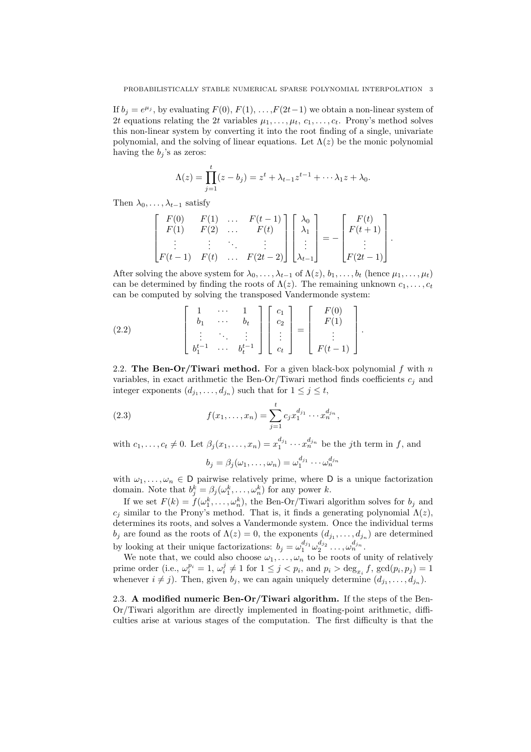If $b_j = e^{\mu_j}$, by evaluating $F(0)$, $F(1)$, …,$F(2t-1)$ we obtain a non-linear system of $2t$ equations relating the $2t$ variables $\mu_1, \ldots, \mu_t$, $c_1, \ldots, c_t$. Prony's method solves this non-linear system by converting it into the root finding of a single, univariate polynomial, and the solving of linear equations. Let $\Lambda(z)$ be the monic polynomial having the $b_j$'s as zeros:

$$\Lambda(z) = \prod_{j=1}^{t}(z - b_j) = z^t + \lambda_{t-1}z^{t-1} + \cdots \lambda_1 z + \lambda_0.$$

Then $\lambda_0, \ldots, \lambda_{t-1}$ satisfy

$$\begin{bmatrix} F(0) & F(1) & \ldots & F(t-1) \\ F(1) & F(2) & \ldots & F(t) \\ \vdots & \vdots & \ddots & \vdots \\ F(t-1) & F(t) & \ldots & F(2t-2) \end{bmatrix} \begin{bmatrix} \lambda_0 \\ \lambda_1 \\ \vdots \\ \lambda_{t-1} \end{bmatrix} = - \begin{bmatrix} F(t) \\ F(t+1) \\ \vdots \\ F(2t-1) \end{bmatrix}.$$

After solving the above system for $\lambda_0, \ldots, \lambda_{t-1}$ of $\Lambda(z)$, $b_1, \ldots, b_t$ (hence $\mu_1, \ldots, \mu_t$) can be determined by finding the roots of $\Lambda(z)$. The remaining unknown $c_1, \ldots, c_t$ can be computed by solving the transposed Vandermonde system:

$$\begin{bmatrix} 1 & \cdots & 1 \\ b_1 & \cdots & b_t \\ \vdots & \ddots & \vdots \\ b_1^{t-1} & \cdots & b_t^{t-1} \end{bmatrix} \begin{bmatrix} c_1 \\ c_2 \\ \vdots \\ c_t \end{bmatrix} = \begin{bmatrix} F(0) \\ F(1) \\ \vdots \\ F(t-1) \end{bmatrix}. \tag{2.2}$$

### 2.2. The Ben-Or/Tiwari method.

For a given black-box polynomial $f$ with $n$ variables, in exact arithmetic the Ben-Or/Tiwari method finds coefficients $c_j$ and integer exponents $(d_{j_1}, \ldots, d_{j_n})$ such that for $1 \le j \le t$,

$$f(x_1, \ldots, x_n) = \sum_{j=1}^{t} c_j x_1^{d_{j_1}} \cdots x_n^{d_{j_n}}, \tag{2.3}$$

with $c_1, \ldots, c_t \neq 0$. Let $\beta_j(x_1, \ldots, x_n) = x_1^{d_{j_1}} \cdots x_n^{d_{j_n}}$ be the $j$th term in $f$, and

$$b_j = \beta_j(\omega_1, \ldots, \omega_n) = \omega_1^{d_{j_1}} \cdots \omega_n^{d_{j_n}}$$

with $\omega_1, \ldots, \omega_n \in \mathsf{D}$ pairwise relatively prime, where $\mathsf{D}$ is a unique factorization domain. Note that $b_j^k = \beta_j(\omega_1^k, \ldots, \omega_n^k)$ for any power $k$.

If we set $F(k) = f(\omega_1^k, \ldots, \omega_n^k)$, the Ben-Or/Tiwari algorithm solves for $b_j$ and $c_j$ similar to the Prony's method. That is, it finds a generating polynomial $\Lambda(z)$, determines its roots, and solves a Vandermonde system. Once the individual terms $b_j$ are found as the roots of $\Lambda(z) = 0$, the exponents $(d_{j_1}, \ldots, d_{j_n})$ are determined by looking at their unique factorizations: $b_j = \omega_1^{d_{j_1}} \omega_2^{d_{j_2}} \ldots, \omega_n^{d_{j_n}}$.

We note that, we could also choose $\omega_1, \ldots, \omega_n$ to be roots of unity of relatively prime order (i.e., $\omega_i^{p_i} = 1$, $\omega_i^j \neq 1$ for $1 \le j < p_i$, and $p_i > \deg_{x_i} f$, $\gcd(p_i, p_j) = 1$ whenever $i \neq j$). Then, given $b_j$, we can again uniquely determine $(d_{j_1}, \ldots, d_{j_n})$.

### 2.3. A modified numeric Ben-Or/Tiwari algorithm.

If the steps of the Ben-Or/Tiwari algorithm are directly implemented in floating-point arithmetic, difficulties arise at various stages of the computation. The first difficulty is that the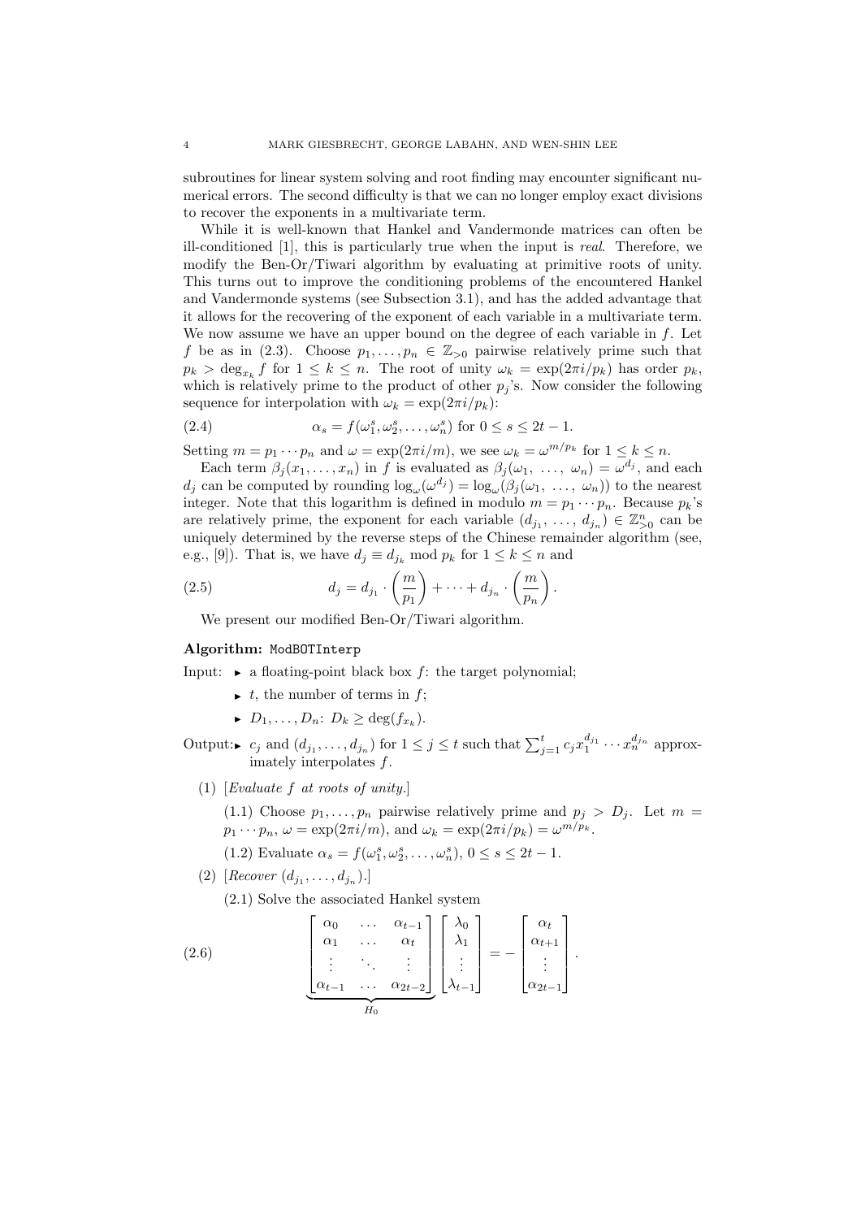subroutines for linear system solving and root finding may encounter significant numerical errors. The second difficulty is that we can no longer employ exact divisions to recover the exponents in a multivariate term.

While it is well-known that Hankel and Vandermonde matrices can often be ill-conditioned [1], this is particularly true when the input is *real*. Therefore, we modify the Ben-Or/Tiwari algorithm by evaluating at primitive roots of unity. This turns out to improve the conditioning problems of the encountered Hankel and Vandermonde systems (see Subsection 3.1), and has the added advantage that it allows for the recovering of the exponent of each variable in a multivariate term. We now assume we have an upper bound on the degree of each variable in $f$. Let $f$ be as in (2.3). Choose $p_1, \ldots, p_n \in \mathbb{Z}_{>0}$ pairwise relatively prime such that $p_k > \deg_{x_k} f$ for $1 \le k \le n$. The root of unity $\omega_k = \exp(2\pi i/p_k)$ has order $p_k$, which is relatively prime to the product of other $p_j$'s. Now consider the following sequence for interpolation with $\omega_k = \exp(2\pi i/p_k)$:

$$\alpha_s = f(\omega_1^s, \omega_2^s, \ldots, \omega_n^s) \text{ for } 0 \le s \le 2t-1. \tag{2.4}$$

Setting $m = p_1 \cdots p_n$ and $\omega = \exp(2\pi i/m)$, we see $\omega_k = \omega^{m/p_k}$ for $1 \le k \le n$.

Each term $\beta_j(x_1, \ldots, x_n)$ in $f$ is evaluated as $\beta_j(\omega_1, \ \ldots, \ \omega_n) = \omega^{d_j}$, and each $d_j$ can be computed by rounding $\log_\omega(\omega^{d_j}) = \log_\omega(\beta_j(\omega_1, \ \ldots, \ \omega_n))$ to the nearest integer. Note that this logarithm is defined in modulo $m = p_1 \cdots p_n$. Because $p_k$'s are relatively prime, the exponent for each variable $(d_{j_1}, \ \ldots, \ d_{j_n}) \in \mathbb{Z}_{>0}^n$ can be uniquely determined by the reverse steps of the Chinese remainder algorithm (see, e.g., [9]). That is, we have $d_j \equiv d_{j_k} \bmod p_k$ for $1 \le k \le n$ and

$$d_j = d_{j_1} \cdot \left(\frac{m}{p_1}\right) + \cdots + d_{j_n} \cdot \left(\frac{m}{p_n}\right). \tag{2.5}$$

We present our modified Ben-Or/Tiwari algorithm.

**Algorithm:** `ModBOTInterp`

Input:
- a floating-point black box $f$: the target polynomial;
- $t$, the number of terms in $f$;
- $D_1, \ldots, D_n$: $D_k \ge \deg(f_{x_k})$.

Output:
- $c_j$ and $(d_{j_1}, \ldots, d_{j_n})$ for $1 \le j \le t$ such that $\sum_{j=1}^{t} c_j x_1^{d_{j_1}} \cdots x_n^{d_{j_n}}$ approximately interpolates $f$.

(1) [*Evaluate $f$ at roots of unity.*]

(1.1) Choose $p_1, \ldots, p_n$ pairwise relatively prime and $p_j > D_j$. Let $m = p_1 \cdots p_n$, $\omega = \exp(2\pi i/m)$, and $\omega_k = \exp(2\pi i/p_k) = \omega^{m/p_k}$.

(1.2) Evaluate $\alpha_s = f(\omega_1^s, \omega_2^s, \ldots, \omega_n^s)$, $0 \le s \le 2t-1$.

(2) [*Recover $(d_{j_1}, \ldots, d_{j_n})$.*]

(2.1) Solve the associated Hankel system

$$\underbrace{\begin{bmatrix} \alpha_0 & \ldots & \alpha_{t-1} \\ \alpha_1 & \ldots & \alpha_t \\ \vdots & \ddots & \vdots \\ \alpha_{t-1} & \ldots & \alpha_{2t-2} \end{bmatrix}}_{H_0} \begin{bmatrix} \lambda_0 \\ \lambda_1 \\ \vdots \\ \lambda_{t-1} \end{bmatrix} = - \begin{bmatrix} \alpha_t \\ \alpha_{t+1} \\ \vdots \\ \alpha_{2t-1} \end{bmatrix}. \tag{2.6}$$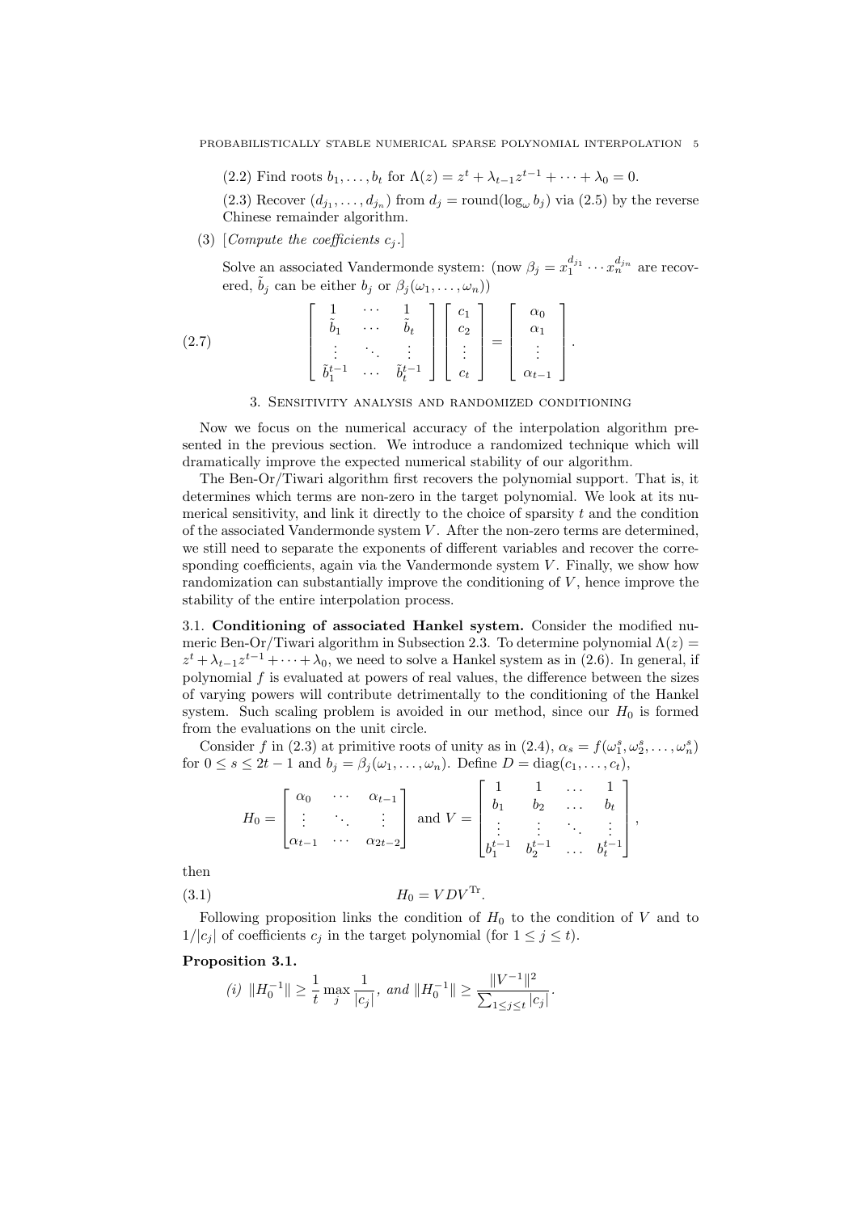(2.2) Find roots $b_1, \ldots, b_t$ for $\Lambda(z) = z^t + \lambda_{t-1} z^{t-1} + \cdots + \lambda_0 = 0$.

(2.3) Recover $(d_{j_1}, \ldots, d_{j_n})$ from $d_j = \text{round}(\log_\omega b_j)$ via (2.5) by the reverse Chinese remainder algorithm.

(3) [*Compute the coefficients $c_j$.*]

Solve an associated Vandermonde system: (now $\beta_j = x_1^{d_{j_1}} \cdots x_n^{d_{j_n}}$ are recovered, $\tilde{b}_j$ can be either $b_j$ or $\beta_j(\omega_1, \ldots, \omega_n)$)

$$
\begin{bmatrix} 1 & \cdots & 1 \\ \tilde{b}_1 & \cdots & \tilde{b}_t \\ \vdots & \ddots & \vdots \\ \tilde{b}_1^{t-1} & \cdots & \tilde{b}_t^{t-1} \end{bmatrix} \begin{bmatrix} c_1 \\ c_2 \\ \vdots \\ c_t \end{bmatrix} = \begin{bmatrix} \alpha_0 \\ \alpha_1 \\ \vdots \\ \alpha_{t-1} \end{bmatrix}. \tag{2.7}
$$

## 3. Sensitivity analysis and randomized conditioning

Now we focus on the numerical accuracy of the interpolation algorithm presented in the previous section. We introduce a randomized technique which will dramatically improve the expected numerical stability of our algorithm.

The Ben-Or/Tiwari algorithm first recovers the polynomial support. That is, it determines which terms are non-zero in the target polynomial. We look at its numerical sensitivity, and link it directly to the choice of sparsity $t$ and the condition of the associated Vandermonde system $V$. After the non-zero terms are determined, we still need to separate the exponents of different variables and recover the corresponding coefficients, again via the Vandermonde system $V$. Finally, we show how randomization can substantially improve the conditioning of $V$, hence improve the stability of the entire interpolation process.

### 3.1. Conditioning of associated Hankel system.

Consider the modified numeric Ben-Or/Tiwari algorithm in Subsection 2.3. To determine polynomial $\Lambda(z) = z^t + \lambda_{t-1} z^{t-1} + \cdots + \lambda_0$, we need to solve a Hankel system as in (2.6). In general, if polynomial $f$ is evaluated at powers of real values, the difference between the sizes of varying powers will contribute detrimentally to the conditioning of the Hankel system. Such scaling problem is avoided in our method, since our $H_0$ is formed from the evaluations on the unit circle.

Consider $f$ in (2.3) at primitive roots of unity as in (2.4), $\alpha_s = f(\omega_1^s, \omega_2^s, \ldots, \omega_n^s)$ for $0 \le s \le 2t-1$ and $b_j = \beta_j(\omega_1, \ldots, \omega_n)$. Define $D = \text{diag}(c_1, \ldots, c_t)$,

$$
H_0 = \begin{bmatrix} \alpha_0 & \cdots & \alpha_{t-1} \\ \vdots & \ddots & \vdots \\ \alpha_{t-1} & \cdots & \alpha_{2t-2} \end{bmatrix} \text{ and } V = \begin{bmatrix} 1 & 1 & \ldots & 1 \\ b_1 & b_2 & \ldots & b_t \\ \vdots & \vdots & \ddots & \vdots \\ b_1^{t-1} & b_2^{t-1} & \ldots & b_t^{t-1} \end{bmatrix},
$$

then

$$
H_0 = V D V^{\text{Tr}}. \tag{3.1}
$$

Following proposition links the condition of $H_0$ to the condition of $V$ and to $1/|c_j|$ of coefficients $c_j$ in the target polynomial (for $1 \le j \le t$).

**Proposition 3.1.**

*(i)* $\|H_0^{-1}\| \ge \dfrac{1}{t} \max_j \dfrac{1}{|c_j|}$, *and* $\|H_0^{-1}\| \ge \dfrac{\|V^{-1}\|^2}{\sum_{1 \le j \le t} |c_j|}$.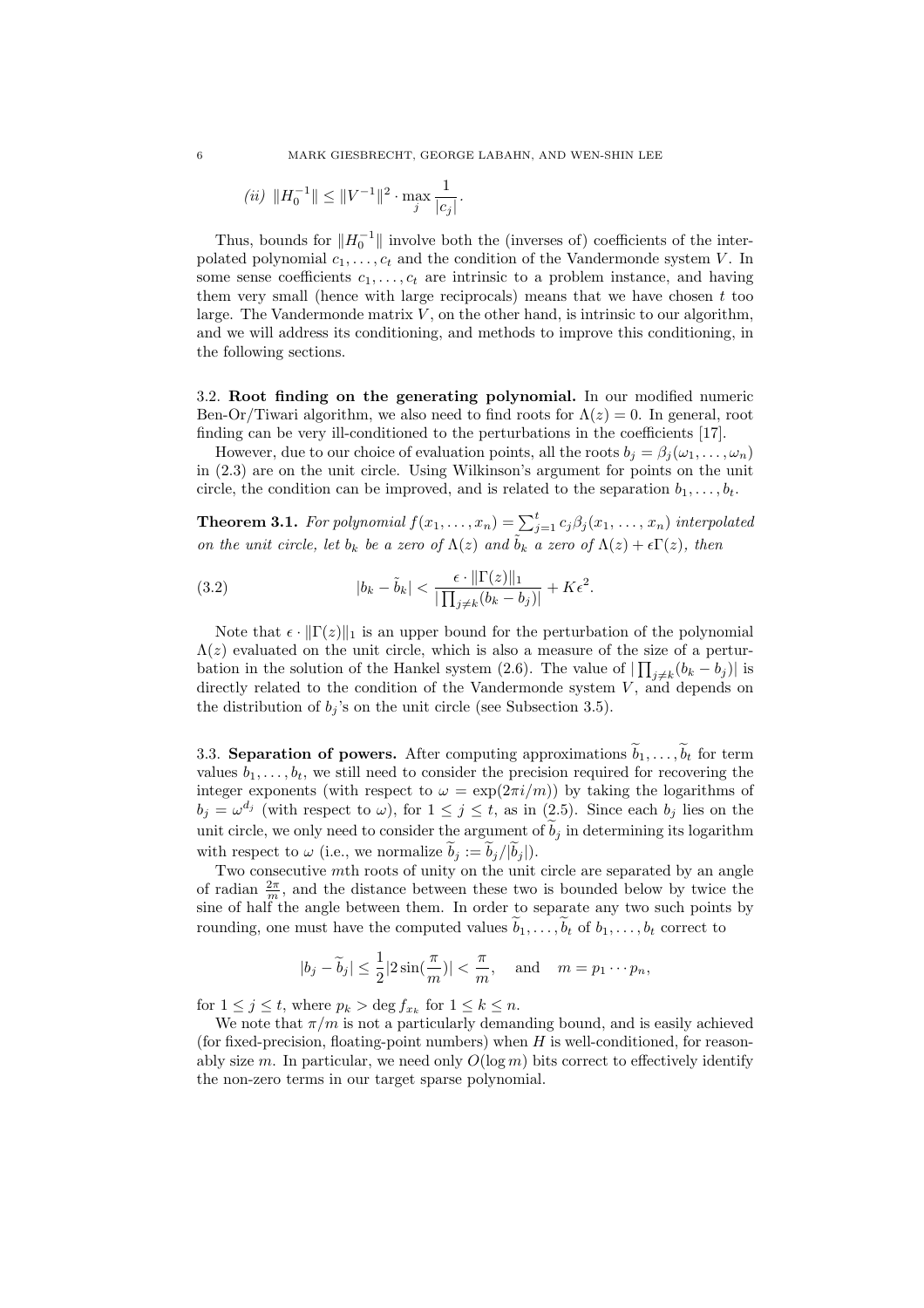*(ii)* $\|H_0^{-1}\| \leq \|V^{-1}\|^2 \cdot \max_j \frac{1}{|c_j|}$.

Thus, bounds for $\|H_0^{-1}\|$ involve both the (inverses of) coefficients of the interpolated polynomial $c_1, \ldots, c_t$ and the condition of the Vandermonde system $V$. In some sense coefficients $c_1, \ldots, c_t$ are intrinsic to a problem instance, and having them very small (hence with large reciprocals) means that we have chosen $t$ too large. The Vandermonde matrix $V$, on the other hand, is intrinsic to our algorithm, and we will address its conditioning, and methods to improve this conditioning, in the following sections.

### 3.2. Root finding on the generating polynomial.

In our modified numeric Ben-Or/Tiwari algorithm, we also need to find roots for $\Lambda(z) = 0$. In general, root finding can be very ill-conditioned to the perturbations in the coefficients [17].

However, due to our choice of evaluation points, all the roots $b_j = \beta_j(\omega_1, \ldots, \omega_n)$ in (2.3) are on the unit circle. Using Wilkinson's argument for points on the unit circle, the condition can be improved, and is related to the separation $b_1, \ldots, b_t$.

**Theorem 3.1.** *For polynomial $f(x_1, \ldots, x_n) = \sum_{j=1}^{t} c_j \beta_j(x_1, \ldots, x_n)$ interpolated on the unit circle, let $b_k$ be a zero of $\Lambda(z)$ and $\tilde{b}_k$ a zero of $\Lambda(z) + \epsilon\Gamma(z)$, then*

$$|b_k - \tilde{b}_k| < \frac{\epsilon \cdot \|\Gamma(z)\|_1}{|\prod_{j \neq k}(b_k - b_j)|} + K\epsilon^2. \tag{3.2}$$

Note that $\epsilon \cdot \|\Gamma(z)\|_1$ is an upper bound for the perturbation of the polynomial $\Lambda(z)$ evaluated on the unit circle, which is also a measure of the size of a perturbation in the solution of the Hankel system (2.6). The value of $|\prod_{j \neq k}(b_k - b_j)|$ is directly related to the condition of the Vandermonde system $V$, and depends on the distribution of $b_j$'s on the unit circle (see Subsection 3.5).

### 3.3. Separation of powers.

After computing approximations $\widetilde{b}_1, \ldots, \widetilde{b}_t$ for term values $b_1, \ldots, b_t$, we still need to consider the precision required for recovering the integer exponents (with respect to $\omega = \exp(2\pi i/m)$) by taking the logarithms of $b_j = \omega^{d_j}$ (with respect to $\omega$), for $1 \leq j \leq t$, as in (2.5). Since each $b_j$ lies on the unit circle, we only need to consider the argument of $\widetilde{b}_j$ in determining its logarithm with respect to $\omega$ (i.e., we normalize $\widetilde{b}_j := \widetilde{b}_j / |\widetilde{b}_j|$).

Two consecutive $m$th roots of unity on the unit circle are separated by an angle of radian $\frac{2\pi}{m}$, and the distance between these two is bounded below by twice the sine of half the angle between them. In order to separate any two such points by rounding, one must have the computed values $\widetilde{b}_1, \ldots, \widetilde{b}_t$ of $b_1, \ldots, b_t$ correct to

$$|b_j - \widetilde{b}_j| \leq \frac{1}{2}|2\sin(\frac{\pi}{m})| < \frac{\pi}{m}, \quad \text{and} \quad m = p_1 \cdots p_n,$$

for $1 \leq j \leq t$, where $p_k > \deg f_{x_k}$ for $1 \leq k \leq n$.

We note that $\pi/m$ is not a particularly demanding bound, and is easily achieved (for fixed-precision, floating-point numbers) when $H$ is well-conditioned, for reasonably size $m$. In particular, we need only $O(\log m)$ bits correct to effectively identify the non-zero terms in our target sparse polynomial.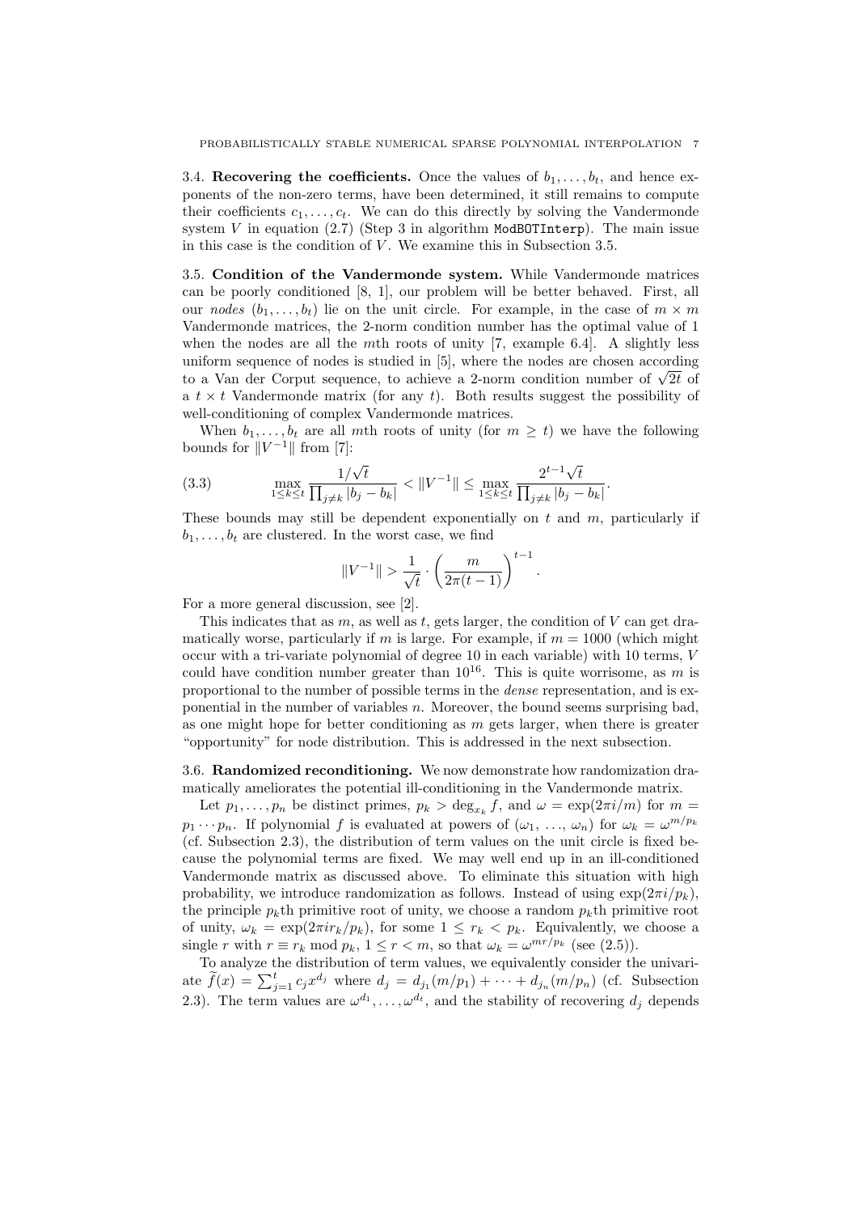**3.4. Recovering the coefficients.** Once the values of $b_1, \ldots, b_t$, and hence exponents of the non-zero terms, have been determined, it still remains to compute their coefficients $c_1, \ldots, c_t$. We can do this directly by solving the Vandermonde system $V$ in equation (2.7) (Step 3 in algorithm `ModBOTInterp`). The main issue in this case is the condition of $V$. We examine this in Subsection 3.5.

**3.5. Condition of the Vandermonde system.** While Vandermonde matrices can be poorly conditioned [8, 1], our problem will be better behaved. First, all our *nodes* $(b_1, \ldots, b_t)$ lie on the unit circle. For example, in the case of $m \times m$ Vandermonde matrices, the 2-norm condition number has the optimal value of 1 when the nodes are all the $m$th roots of unity [7, example 6.4]. A slightly less uniform sequence of nodes is studied in [5], where the nodes are chosen according to a Van der Corput sequence, to achieve a 2-norm condition number of $\sqrt{2t}$ of a $t \times t$ Vandermonde matrix (for any $t$). Both results suggest the possibility of well-conditioning of complex Vandermonde matrices.

When $b_1, \ldots, b_t$ are all $m$th roots of unity (for $m \geq t$) we have the following bounds for $\|V^{-1}\|$ from [7]:

$$\max_{1 \leq k \leq t} \frac{1/\sqrt{t}}{\prod_{j \neq k} |b_j - b_k|} < \|V^{-1}\| \leq \max_{1 \leq k \leq t} \frac{2^{t-1}\sqrt{t}}{\prod_{j \neq k} |b_j - b_k|}. \tag{3.3}$$

These bounds may still be dependent exponentially on $t$ and $m$, particularly if $b_1, \ldots, b_t$ are clustered. In the worst case, we find

$$\|V^{-1}\| > \frac{1}{\sqrt{t}} \cdot \left(\frac{m}{2\pi(t-1)}\right)^{t-1}.$$

For a more general discussion, see [2].

This indicates that as $m$, as well as $t$, gets larger, the condition of $V$ can get dramatically worse, particularly if $m$ is large. For example, if $m = 1000$ (which might occur with a tri-variate polynomial of degree 10 in each variable) with 10 terms, $V$ could have condition number greater than $10^{16}$. This is quite worrisome, as $m$ is proportional to the number of possible terms in the *dense* representation, and is exponential in the number of variables $n$. Moreover, the bound seems surprising bad, as one might hope for better conditioning as $m$ gets larger, when there is greater "opportunity" for node distribution. This is addressed in the next subsection.

**3.6. Randomized reconditioning.** We now demonstrate how randomization dramatically ameliorates the potential ill-conditioning in the Vandermonde matrix.

Let $p_1, \ldots, p_n$ be distinct primes, $p_k > \deg_{x_k} f$, and $\omega = \exp(2\pi i/m)$ for $m = p_1 \cdots p_n$. If polynomial $f$ is evaluated at powers of $(\omega_1, \ldots, \omega_n)$ for $\omega_k = \omega^{m/p_k}$ (cf. Subsection 2.3), the distribution of term values on the unit circle is fixed because the polynomial terms are fixed. We may well end up in an ill-conditioned Vandermonde matrix as discussed above. To eliminate this situation with high probability, we introduce randomization as follows. Instead of using $\exp(2\pi i/p_k)$, the principle $p_k$th primitive root of unity, we choose a random $p_k$th primitive root of unity, $\omega_k = \exp(2\pi i r_k/p_k)$, for some $1 \leq r_k < p_k$. Equivalently, we choose a single $r$ with $r \equiv r_k \bmod p_k$, $1 \leq r < m$, so that $\omega_k = \omega^{mr/p_k}$ (see (2.5)).

To analyze the distribution of term values, we equivalently consider the univariate $\widetilde{f}(x) = \sum_{j=1}^{t} c_j x^{d_j}$ where $d_j = d_{j_1}(m/p_1) + \cdots + d_{j_n}(m/p_n)$ (cf. Subsection 2.3). The term values are $\omega^{d_1}, \ldots, \omega^{d_t}$, and the stability of recovering $d_j$ depends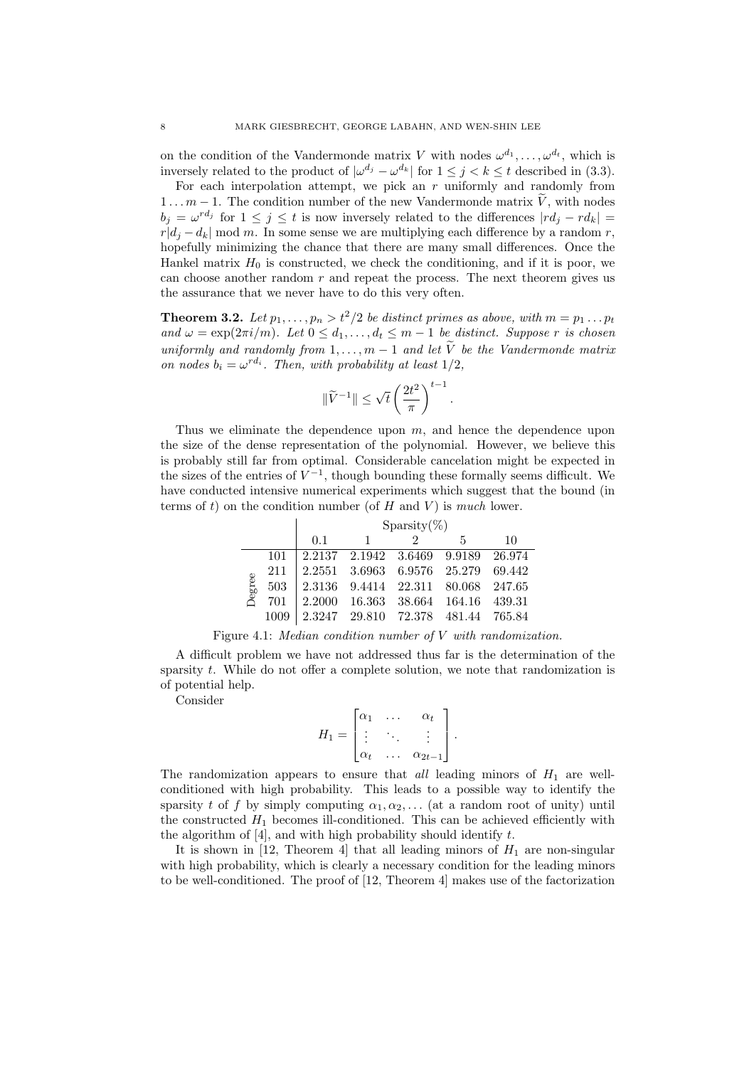on the condition of the Vandermonde matrix $V$ with nodes $\omega^{d_1}, \ldots, \omega^{d_t}$, which is inversely related to the product of $|\omega^{d_j} - \omega^{d_k}|$ for $1 \le j < k \le t$ described in (3.3).

For each interpolation attempt, we pick an $r$ uniformly and randomly from $1 \ldots m-1$. The condition number of the new Vandermonde matrix $\widetilde{V}$, with nodes $b_j = \omega^{rd_j}$ for $1 \le j \le t$ is now inversely related to the differences $|rd_j - rd_k| = r|d_j - d_k| \bmod m$. In some sense we are multiplying each difference by a random $r$, hopefully minimizing the chance that there are many small differences. Once the Hankel matrix $H_0$ is constructed, we check the conditioning, and if it is poor, we can choose another random $r$ and repeat the process. The next theorem gives us the assurance that we never have to do this very often.

**Theorem 3.2.** *Let $p_1, \ldots, p_n > t^2/2$ be distinct primes as above, with $m = p_1 \ldots p_t$ and $\omega = \exp(2\pi i/m)$. Let $0 \le d_1, \ldots, d_t \le m-1$ be distinct. Suppose $r$ is chosen uniformly and randomly from $1, \ldots, m-1$ and let $\widetilde{V}$ be the Vandermonde matrix on nodes $b_i = \omega^{rd_i}$. Then, with probability at least $1/2$,*

$$\|\widetilde{V}^{-1}\| \le \sqrt{t}\left(\frac{2t^2}{\pi}\right)^{t-1}.$$

Thus we eliminate the dependence upon $m$, and hence the dependence upon the size of the dense representation of the polynomial. However, we believe this is probably still far from optimal. Considerable cancelation might be expected in the sizes of the entries of $V^{-1}$, though bounding these formally seems difficult. We have conducted intensive numerical experiments which suggest that the bound (in terms of $t$) on the condition number (of $H$ and $V$) is *much* lower.

| | | Sparsity(%) | | | | |
|---|---|---|---|---|---|---|
| | | 0.1 | 1 | 2 | 5 | 10 |
| Degree | 101 | 2.2137 | 2.1942 | 3.6469 | 9.9189 | 26.974 |
| | 211 | 2.2551 | 3.6963 | 6.9576 | 25.279 | 69.442 |
| | 503 | 2.3136 | 9.4414 | 22.311 | 80.068 | 247.65 |
| | 701 | 2.2000 | 16.363 | 38.664 | 164.16 | 439.31 |
| | 1009 | 2.3247 | 29.810 | 72.378 | 481.44 | 765.84 |

Figure 4.1: *Median condition number of $V$ with randomization.*

A difficult problem we have not addressed thus far is the determination of the sparsity $t$. While do not offer a complete solution, we note that randomization is of potential help.

Consider

$$H_1 = \begin{bmatrix} \alpha_1 & \ldots & \alpha_t \\ \vdots & \ddots & \vdots \\ \alpha_t & \ldots & \alpha_{2t-1} \end{bmatrix}.$$

The randomization appears to ensure that *all* leading minors of $H_1$ are well-conditioned with high probability. This leads to a possible way to identify the sparsity $t$ of $f$ by simply computing $\alpha_1, \alpha_2, \ldots$ (at a random root of unity) until the constructed $H_1$ becomes ill-conditioned. This can be achieved efficiently with the algorithm of [4], and with high probability should identify $t$.

It is shown in [12, Theorem 4] that all leading minors of $H_1$ are non-singular with high probability, which is clearly a necessary condition for the leading minors to be well-conditioned. The proof of [12, Theorem 4] makes use of the factorization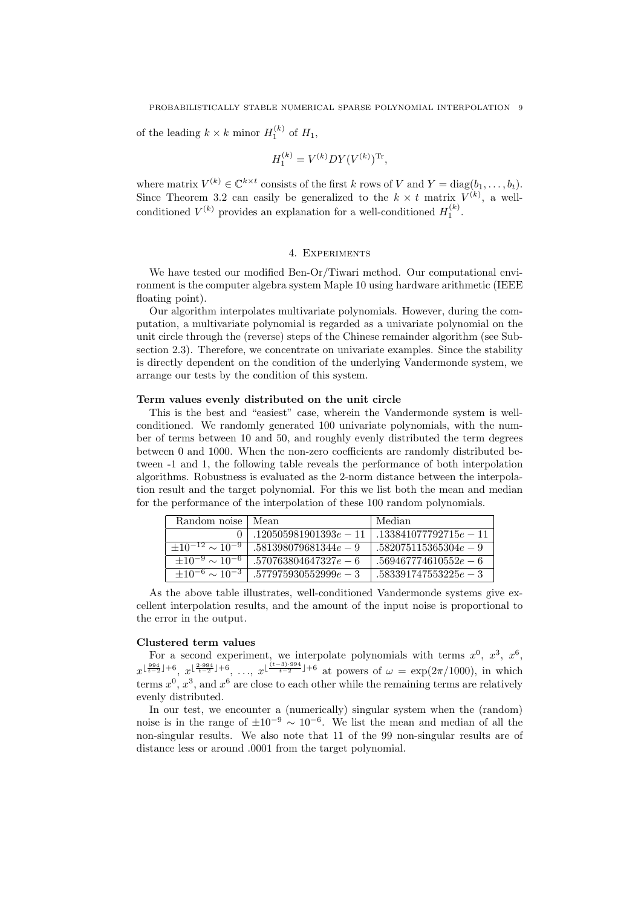of the leading $k \times k$ minor $H_1^{(k)}$ of $H_1$,

$$H_1^{(k)} = V^{(k)} D Y (V^{(k)})^{\mathrm{Tr}},$$

where matrix $V^{(k)} \in \mathbb{C}^{k \times t}$ consists of the first $k$ rows of $V$ and $Y = \mathrm{diag}(b_1, \ldots, b_t)$. Since Theorem 3.2 can easily be generalized to the $k \times t$ matrix $V^{(k)}$, a well-conditioned $V^{(k)}$ provides an explanation for a well-conditioned $H_1^{(k)}$.

## 4. Experiments

We have tested our modified Ben-Or/Tiwari method. Our computational environment is the computer algebra system Maple 10 using hardware arithmetic (IEEE floating point).

Our algorithm interpolates multivariate polynomials. However, during the computation, a multivariate polynomial is regarded as a univariate polynomial on the unit circle through the (reverse) steps of the Chinese remainder algorithm (see Subsection 2.3). Therefore, we concentrate on univariate examples. Since the stability is directly dependent on the condition of the underlying Vandermonde system, we arrange our tests by the condition of this system.

**Term values evenly distributed on the unit circle**

This is the best and "easiest" case, wherein the Vandermonde system is well-conditioned. We randomly generated 100 univariate polynomials, with the number of terms between 10 and 50, and roughly evenly distributed the term degrees between 0 and 1000. When the non-zero coefficients are randomly distributed between -1 and 1, the following table reveals the performance of both interpolation algorithms. Robustness is evaluated as the 2-norm distance between the interpolation result and the target polynomial. For this we list both the mean and median for the performance of the interpolation of these 100 random polynomials.

| Random noise | Mean | Median |
|---|---|---|
| 0 | $.120505981901393e-11$ | $.133841077792715e-11$ |
| $\pm 10^{-12} \sim 10^{-9}$ | $.581398079681344e-9$ | $.582075115365304e-9$ |
| $\pm 10^{-9} \sim 10^{-6}$ | $.570763804647327e-6$ | $.569467774610552e-6$ |
| $\pm 10^{-6} \sim 10^{-3}$ | $.577975930552999e-3$ | $.583391747553225e-3$ |

As the above table illustrates, well-conditioned Vandermonde systems give excellent interpolation results, and the amount of the input noise is proportional to the error in the output.

**Clustered term values**

For a second experiment, we interpolate polynomials with terms $x^0$, $x^3$, $x^6$, $x^{\lfloor \frac{994}{t-2} \rfloor + 6}$, $x^{\lfloor \frac{2 \cdot 994}{t-2} \rfloor + 6}$, $\ldots$, $x^{\lfloor \frac{(t-3) \cdot 994}{t-2} \rfloor + 6}$ at powers of $\omega = \exp(2\pi/1000)$, in which terms $x^0$, $x^3$, and $x^6$ are close to each other while the remaining terms are relatively evenly distributed.

In our test, we encounter a (numerically) singular system when the (random) noise is in the range of $\pm 10^{-9} \sim 10^{-6}$. We list the mean and median of all the non-singular results. We also note that 11 of the 99 non-singular results are of distance less or around .0001 from the target polynomial.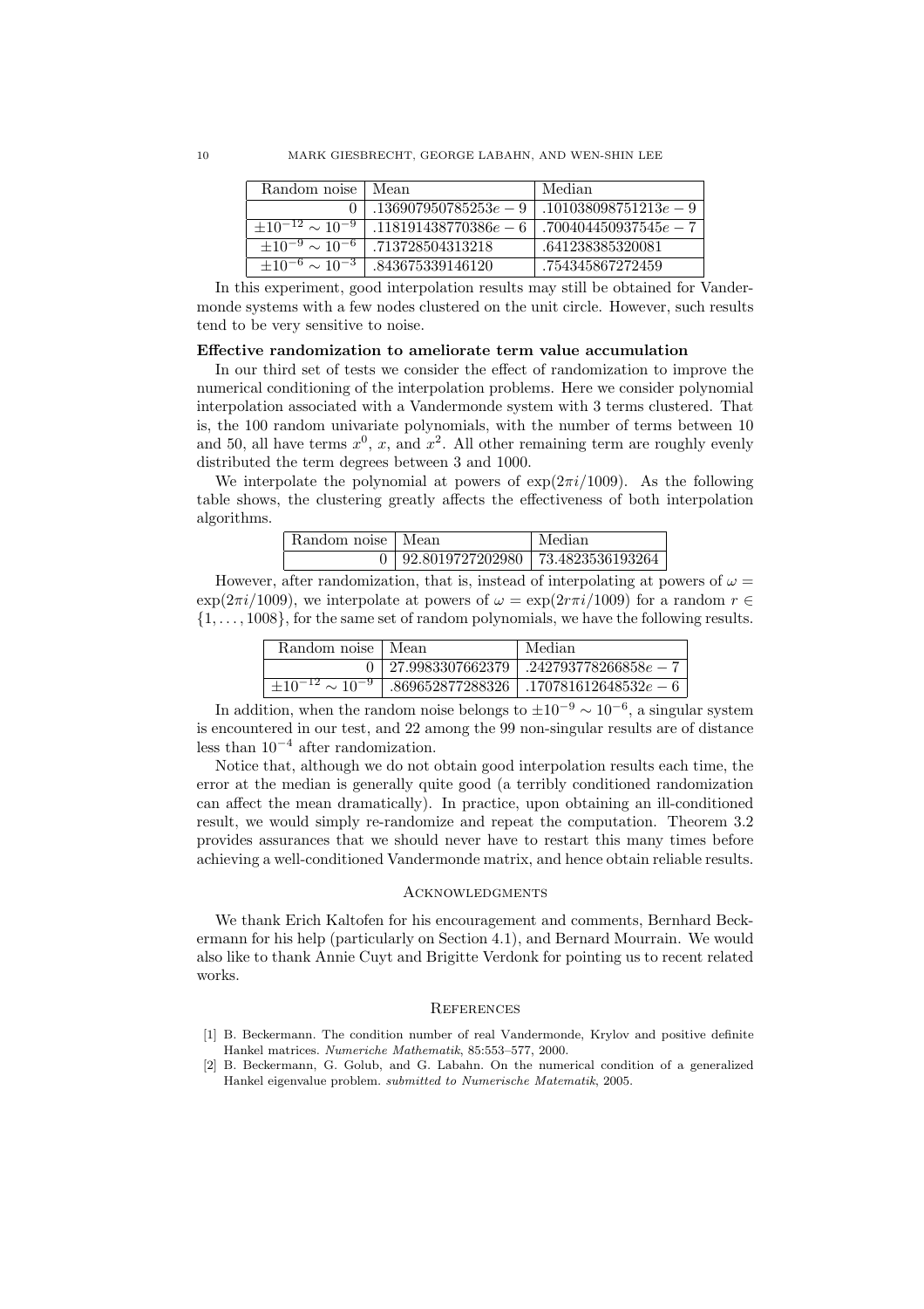| Random noise | Mean | Median |
|---|---|---|
| $0$ | $.136907950785253e-9$ | $.101038098751213e-9$ |
| $\pm 10^{-12} \sim 10^{-9}$ | $.118191438770386e-6$ | $.700404450937545e-7$ |
| $\pm 10^{-9} \sim 10^{-6}$ | $.713728504313218$ | $.641238385320081$ |
| $\pm 10^{-6} \sim 10^{-3}$ | $.843675339146120$ | $.754345867272459$ |

In this experiment, good interpolation results may still be obtained for Vandermonde systems with a few nodes clustered on the unit circle. However, such results tend to be very sensitive to noise.

**Effective randomization to ameliorate term value accumulation**

In our third set of tests we consider the effect of randomization to improve the numerical conditioning of the interpolation problems. Here we consider polynomial interpolation associated with a Vandermonde system with 3 terms clustered. That is, the 100 random univariate polynomials, with the number of terms between 10 and 50, all have terms $x^0$, $x$, and $x^2$. All other remaining term are roughly evenly distributed the term degrees between 3 and 1000.

We interpolate the polynomial at powers of $\exp(2\pi i/1009)$. As the following table shows, the clustering greatly affects the effectiveness of both interpolation algorithms.

| Random noise | Mean | Median |
|---|---|---|
| $0$ | $92.8019727202980$ | $73.4823536193264$ |

However, after randomization, that is, instead of interpolating at powers of $\omega = \exp(2\pi i/1009)$, we interpolate at powers of $\omega = \exp(2r\pi i/1009)$ for a random $r \in \{1, \ldots, 1008\}$, for the same set of random polynomials, we have the following results.

| Random noise | Mean | Median |
|---|---|---|
| $0$ | $27.9983307662379$ | $.242793778266858e-7$ |
| $\pm 10^{-12} \sim 10^{-9}$ | $.869652877288326$ | $.170781612648532e-6$ |

In addition, when the random noise belongs to $\pm 10^{-9} \sim 10^{-6}$, a singular system is encountered in our test, and 22 among the 99 non-singular results are of distance less than $10^{-4}$ after randomization.

Notice that, although we do not obtain good interpolation results each time, the error at the median is generally quite good (a terribly conditioned randomization can affect the mean dramatically). In practice, upon obtaining an ill-conditioned result, we would simply re-randomize and repeat the computation. Theorem 3.2 provides assurances that we should never have to restart this many times before achieving a well-conditioned Vandermonde matrix, and hence obtain reliable results.

## Acknowledgments

We thank Erich Kaltofen for his encouragement and comments, Bernhard Beckermann for his help (particularly on Section 4.1), and Bernard Mourrain. We would also like to thank Annie Cuyt and Brigitte Verdonk for pointing us to recent related works.

## References

[1] B. Beckermann. The condition number of real Vandermonde, Krylov and positive definite Hankel matrices. *Numeriche Mathematik*, 85:553–577, 2000.

[2] B. Beckermann, G. Golub, and G. Labahn. On the numerical condition of a generalized Hankel eigenvalue problem. *submitted to Numerische Matematik*, 2005.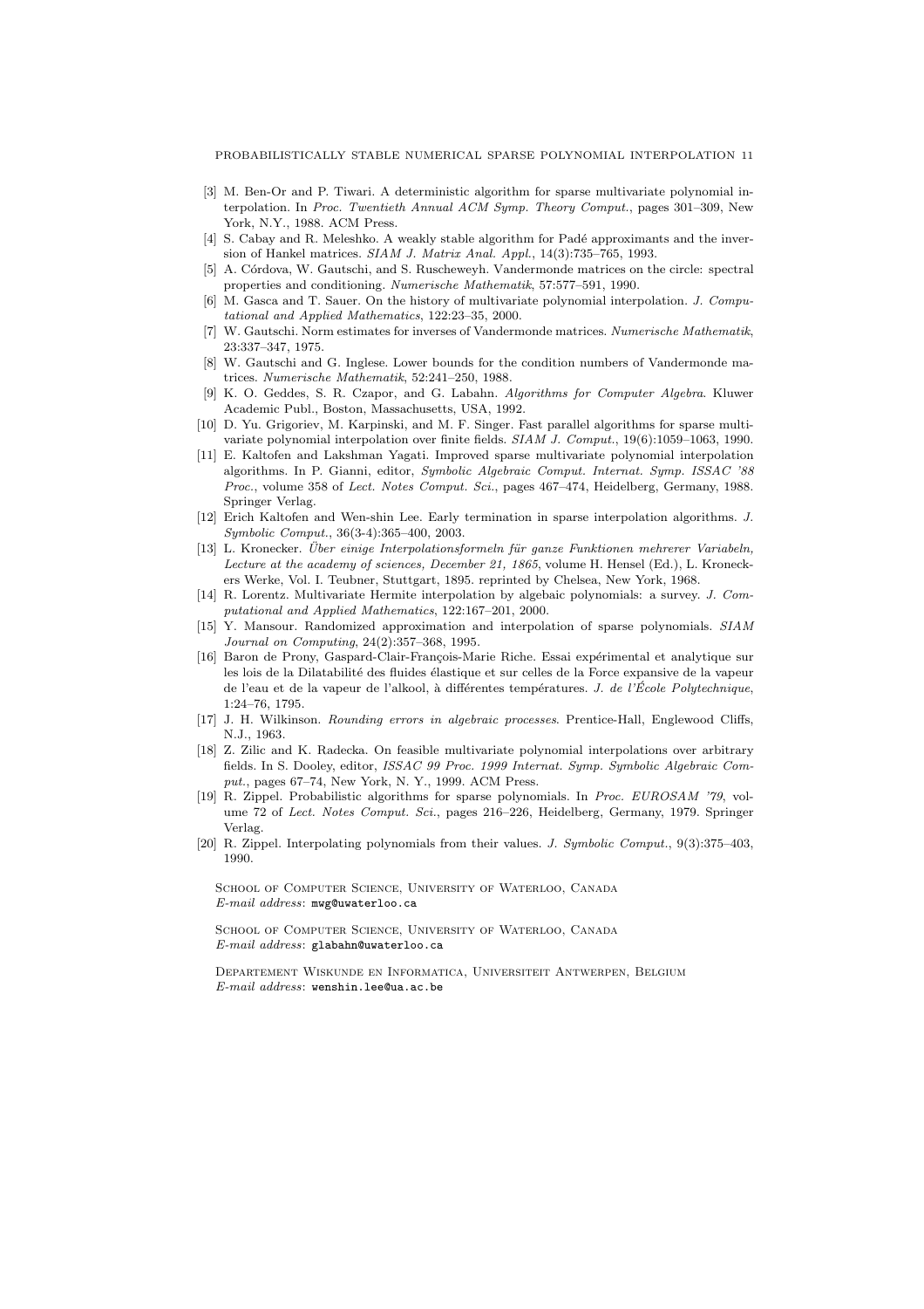[3] M. Ben-Or and P. Tiwari. A deterministic algorithm for sparse multivariate polynomial interpolation. In *Proc. Twentieth Annual ACM Symp. Theory Comput.*, pages 301–309, New York, N.Y., 1988. ACM Press.

[4] S. Cabay and R. Meleshko. A weakly stable algorithm for Padé approximants and the inversion of Hankel matrices. *SIAM J. Matrix Anal. Appl.*, 14(3):735–765, 1993.

[5] A. Córdova, W. Gautschi, and S. Ruscheweyh. Vandermonde matrices on the circle: spectral properties and conditioning. *Numerische Mathematik*, 57:577–591, 1990.

[6] M. Gasca and T. Sauer. On the history of multivariate polynomial interpolation. *J. Computational and Applied Mathematics*, 122:23–35, 2000.

[7] W. Gautschi. Norm estimates for inverses of Vandermonde matrices. *Numerische Mathematik*, 23:337–347, 1975.

[8] W. Gautschi and G. Inglese. Lower bounds for the condition numbers of Vandermonde matrices. *Numerische Mathematik*, 52:241–250, 1988.

[9] K. O. Geddes, S. R. Czapor, and G. Labahn. *Algorithms for Computer Algebra*. Kluwer Academic Publ., Boston, Massachusetts, USA, 1992.

[10] D. Yu. Grigoriev, M. Karpinski, and M. F. Singer. Fast parallel algorithms for sparse multivariate polynomial interpolation over finite fields. *SIAM J. Comput.*, 19(6):1059–1063, 1990.

[11] E. Kaltofen and Lakshman Yagati. Improved sparse multivariate polynomial interpolation algorithms. In P. Gianni, editor, *Symbolic Algebraic Comput. Internat. Symp. ISSAC '88 Proc.*, volume 358 of *Lect. Notes Comput. Sci.*, pages 467–474, Heidelberg, Germany, 1988. Springer Verlag.

[12] Erich Kaltofen and Wen-shin Lee. Early termination in sparse interpolation algorithms. *J. Symbolic Comput.*, 36(3-4):365–400, 2003.

[13] L. Kronecker. *Über einige Interpolationsformeln für ganze Funktionen mehrerer Variabeln, Lecture at the academy of sciences, December 21, 1865*, volume H. Hensel (Ed.), L. Kroneckers Werke, Vol. I. Teubner, Stuttgart, 1895. reprinted by Chelsea, New York, 1968.

[14] R. Lorentz. Multivariate Hermite interpolation by algebaic polynomials: a survey. *J. Computational and Applied Mathematics*, 122:167–201, 2000.

[15] Y. Mansour. Randomized approximation and interpolation of sparse polynomials. *SIAM Journal on Computing*, 24(2):357–368, 1995.

[16] Baron de Prony, Gaspard-Clair-François-Marie Riche. Essai expérimental et analytique sur les lois de la Dilatabilité des fluides élastique et sur celles de la Force expansive de la vapeur de l'eau et de la vapeur de l'alkool, à différentes températures. *J. de l'École Polytechnique*, 1:24–76, 1795.

[17] J. H. Wilkinson. *Rounding errors in algebraic processes*. Prentice-Hall, Englewood Cliffs, N.J., 1963.

[18] Z. Zilic and K. Radecka. On feasible multivariate polynomial interpolations over arbitrary fields. In S. Dooley, editor, *ISSAC 99 Proc. 1999 Internat. Symp. Symbolic Algebraic Comput.*, pages 67–74, New York, N. Y., 1999. ACM Press.

[19] R. Zippel. Probabilistic algorithms for sparse polynomials. In *Proc. EUROSAM '79*, volume 72 of *Lect. Notes Comput. Sci.*, pages 216–226, Heidelberg, Germany, 1979. Springer Verlag.

[20] R. Zippel. Interpolating polynomials from their values. *J. Symbolic Comput.*, 9(3):375–403, 1990.

School of Computer Science, University of Waterloo, Canada
*E-mail address*: `mwg@uwaterloo.ca`

School of Computer Science, University of Waterloo, Canada
*E-mail address*: `glabahn@uwaterloo.ca`

Departement Wiskunde en Informatica, Universiteit Antwerpen, Belgium
*E-mail address*: `wenshin.lee@ua.ac.be`